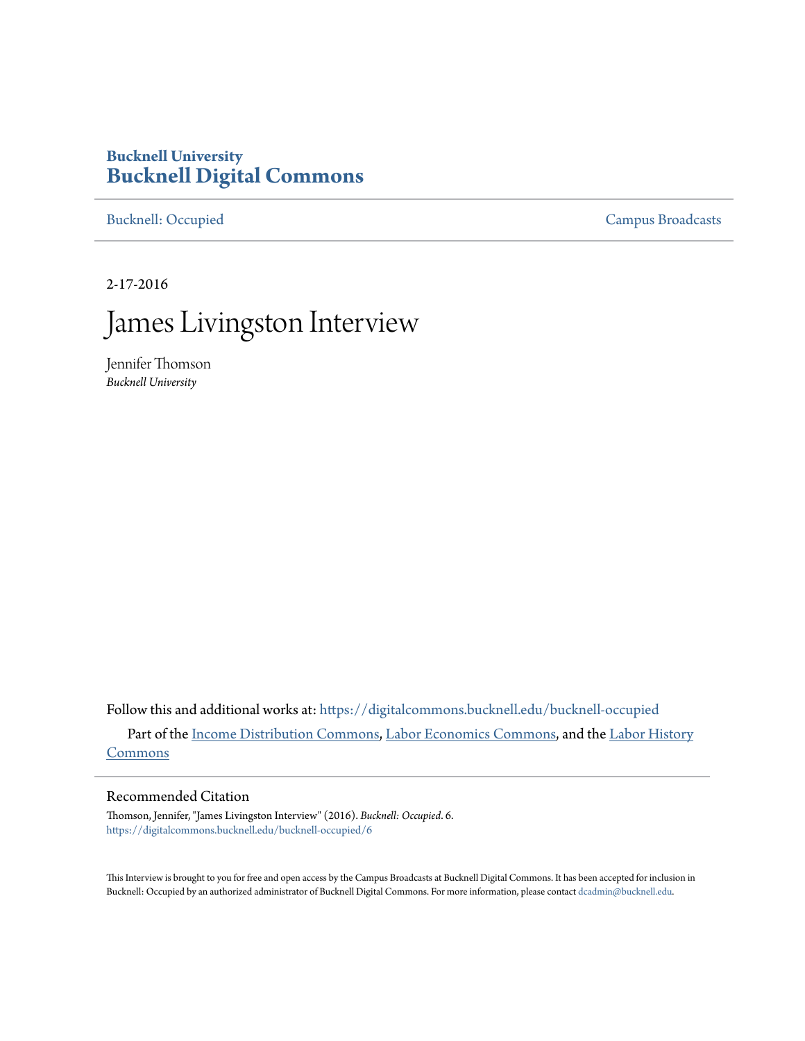# Bucknell University
# Bucknell Digital Commons

Bucknell: Occupied | Campus Broadcasts

2-17-2016

# James Livingston Interview

Jennifer Thomson
*Bucknell University*

Follow this and additional works at: https://digitalcommons.bucknell.edu/bucknell-occupied

Part of the Income Distribution Commons, Labor Economics Commons, and the Labor History Commons

## Recommended Citation

Thomson, Jennifer, "James Livingston Interview" (2016). *Bucknell: Occupied*. 6.
https://digitalcommons.bucknell.edu/bucknell-occupied/6

This Interview is brought to you for free and open access by the Campus Broadcasts at Bucknell Digital Commons. It has been accepted for inclusion in Bucknell: Occupied by an authorized administrator of Bucknell Digital Commons. For more information, please contact dcadmin@bucknell.edu.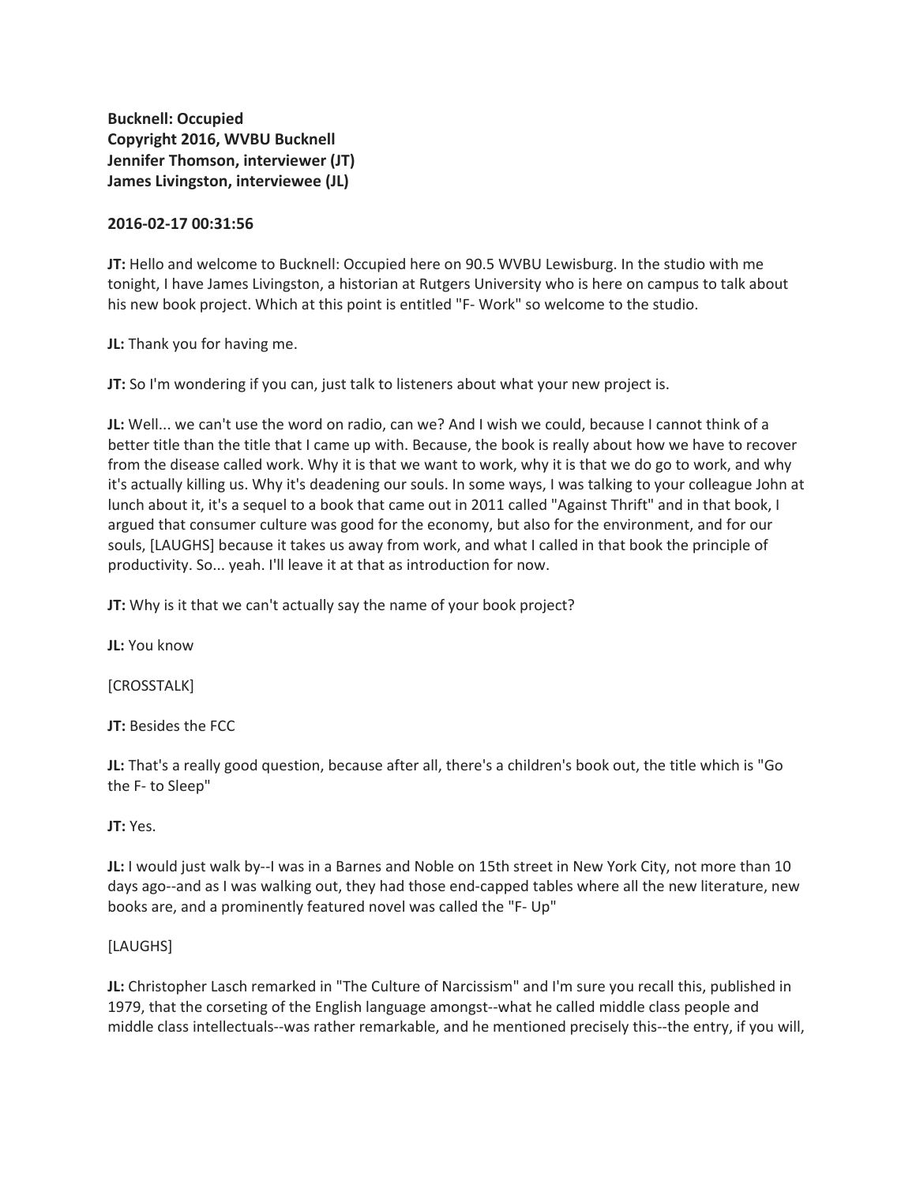**Bucknell: Occupied**
**Copyright 2016, WVBU Bucknell**
**Jennifer Thomson, interviewer (JT)**
**James Livingston, interviewee (JL)**

**2016-02-17 00:31:56**

**JT:** Hello and welcome to Bucknell: Occupied here on 90.5 WVBU Lewisburg. In the studio with me tonight, I have James Livingston, a historian at Rutgers University who is here on campus to talk about his new book project. Which at this point is entitled "F- Work" so welcome to the studio.

**JL:** Thank you for having me.

**JT:** So I'm wondering if you can, just talk to listeners about what your new project is.

**JL:** Well... we can't use the word on radio, can we? And I wish we could, because I cannot think of a better title than the title that I came up with. Because, the book is really about how we have to recover from the disease called work. Why it is that we want to work, why it is that we do go to work, and why it's actually killing us. Why it's deadening our souls. In some ways, I was talking to your colleague John at lunch about it, it's a sequel to a book that came out in 2011 called "Against Thrift" and in that book, I argued that consumer culture was good for the economy, but also for the environment, and for our souls, [LAUGHS] because it takes us away from work, and what I called in that book the principle of productivity. So... yeah. I'll leave it at that as introduction for now.

**JT:** Why is it that we can't actually say the name of your book project?

**JL:** You know

[CROSSTALK]

**JT:** Besides the FCC

**JL:** That's a really good question, because after all, there's a children's book out, the title which is "Go the F- to Sleep"

**JT:** Yes.

**JL:** I would just walk by--I was in a Barnes and Noble on 15th street in New York City, not more than 10 days ago--and as I was walking out, they had those end-capped tables where all the new literature, new books are, and a prominently featured novel was called the "F- Up"

[LAUGHS]

**JL:** Christopher Lasch remarked in "The Culture of Narcissism" and I'm sure you recall this, published in 1979, that the corseting of the English language amongst--what he called middle class people and middle class intellectuals--was rather remarkable, and he mentioned precisely this--the entry, if you will,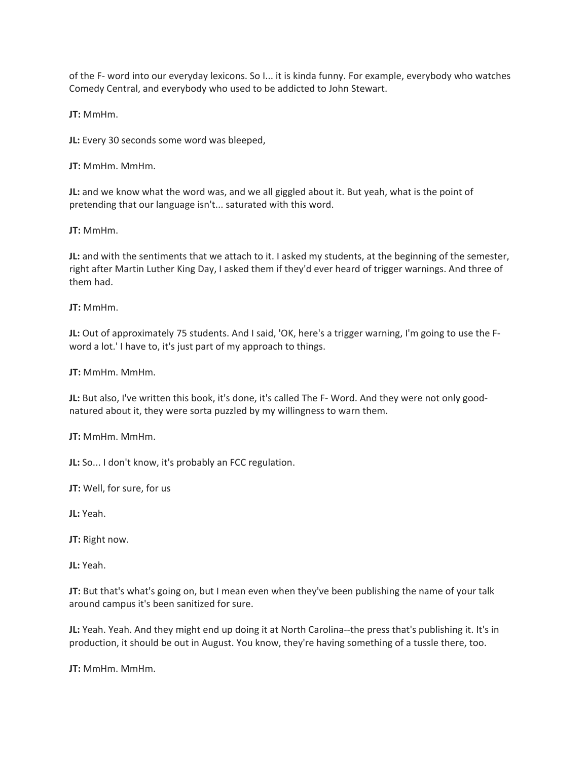of the F- word into our everyday lexicons. So I... it is kinda funny. For example, everybody who watches Comedy Central, and everybody who used to be addicted to John Stewart.

**JT:** MmHm.

**JL:** Every 30 seconds some word was bleeped,

**JT:** MmHm. MmHm.

**JL:** and we know what the word was, and we all giggled about it. But yeah, what is the point of pretending that our language isn't... saturated with this word.

**JT:** MmHm.

**JL:** and with the sentiments that we attach to it. I asked my students, at the beginning of the semester, right after Martin Luther King Day, I asked them if they'd ever heard of trigger warnings. And three of them had.

**JT:** MmHm.

**JL:** Out of approximately 75 students. And I said, 'OK, here's a trigger warning, I'm going to use the F-word a lot.' I have to, it's just part of my approach to things.

**JT:** MmHm. MmHm.

**JL:** But also, I've written this book, it's done, it's called The F- Word. And they were not only good-natured about it, they were sorta puzzled by my willingness to warn them.

**JT:** MmHm. MmHm.

**JL:** So... I don't know, it's probably an FCC regulation.

**JT:** Well, for sure, for us

**JL:** Yeah.

**JT:** Right now.

**JL:** Yeah.

**JT:** But that's what's going on, but I mean even when they've been publishing the name of your talk around campus it's been sanitized for sure.

**JL:** Yeah. Yeah. And they might end up doing it at North Carolina--the press that's publishing it. It's in production, it should be out in August. You know, they're having something of a tussle there, too.

**JT:** MmHm. MmHm.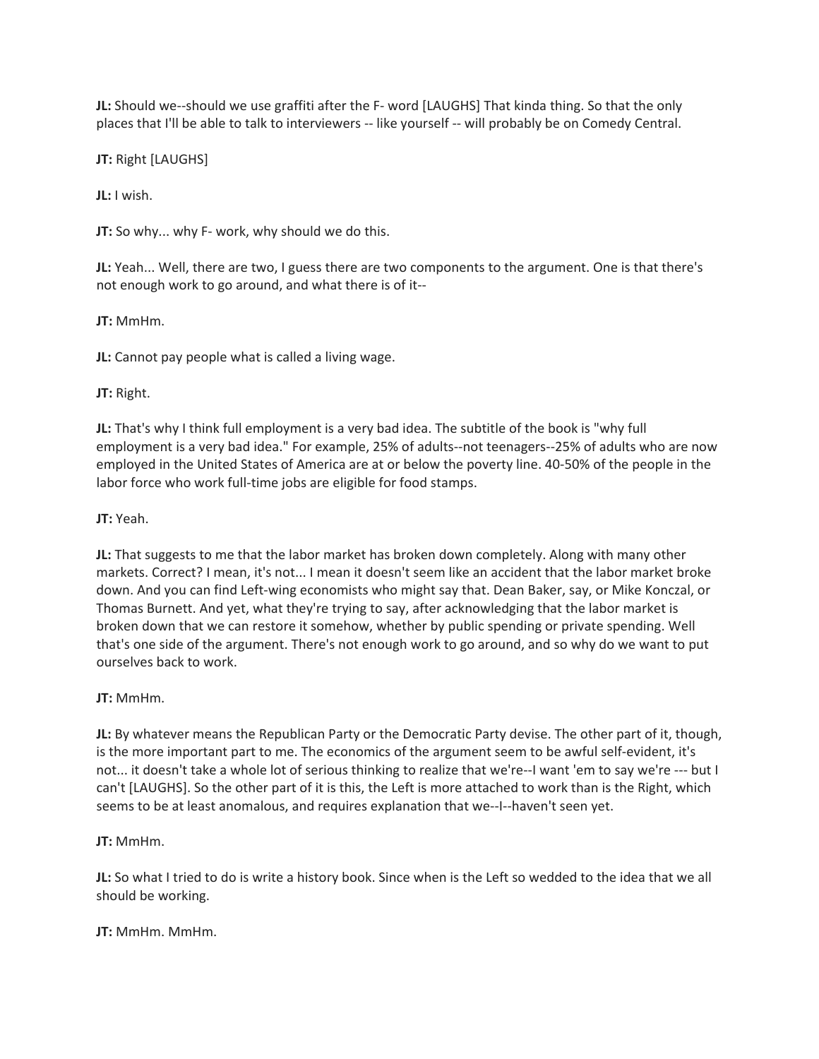**JL:** Should we--should we use graffiti after the F- word [LAUGHS] That kinda thing. So that the only places that I'll be able to talk to interviewers -- like yourself -- will probably be on Comedy Central.

**JT:** Right [LAUGHS]

**JL:** I wish.

**JT:** So why... why F- work, why should we do this.

**JL:** Yeah... Well, there are two, I guess there are two components to the argument. One is that there's not enough work to go around, and what there is of it--

**JT:** MmHm.

**JL:** Cannot pay people what is called a living wage.

**JT:** Right.

**JL:** That's why I think full employment is a very bad idea. The subtitle of the book is "why full employment is a very bad idea." For example, 25% of adults--not teenagers--25% of adults who are now employed in the United States of America are at or below the poverty line. 40-50% of the people in the labor force who work full-time jobs are eligible for food stamps.

**JT:** Yeah.

**JL:** That suggests to me that the labor market has broken down completely. Along with many other markets. Correct? I mean, it's not... I mean it doesn't seem like an accident that the labor market broke down. And you can find Left-wing economists who might say that. Dean Baker, say, or Mike Konczal, or Thomas Burnett. And yet, what they're trying to say, after acknowledging that the labor market is broken down that we can restore it somehow, whether by public spending or private spending. Well that's one side of the argument. There's not enough work to go around, and so why do we want to put ourselves back to work.

**JT:** MmHm.

**JL:** By whatever means the Republican Party or the Democratic Party devise. The other part of it, though, is the more important part to me. The economics of the argument seem to be awful self-evident, it's not... it doesn't take a whole lot of serious thinking to realize that we're--I want 'em to say we're --- but I can't [LAUGHS]. So the other part of it is this, the Left is more attached to work than is the Right, which seems to be at least anomalous, and requires explanation that we--I--haven't seen yet.

**JT:** MmHm.

**JL:** So what I tried to do is write a history book. Since when is the Left so wedded to the idea that we all should be working.

**JT:** MmHm. MmHm.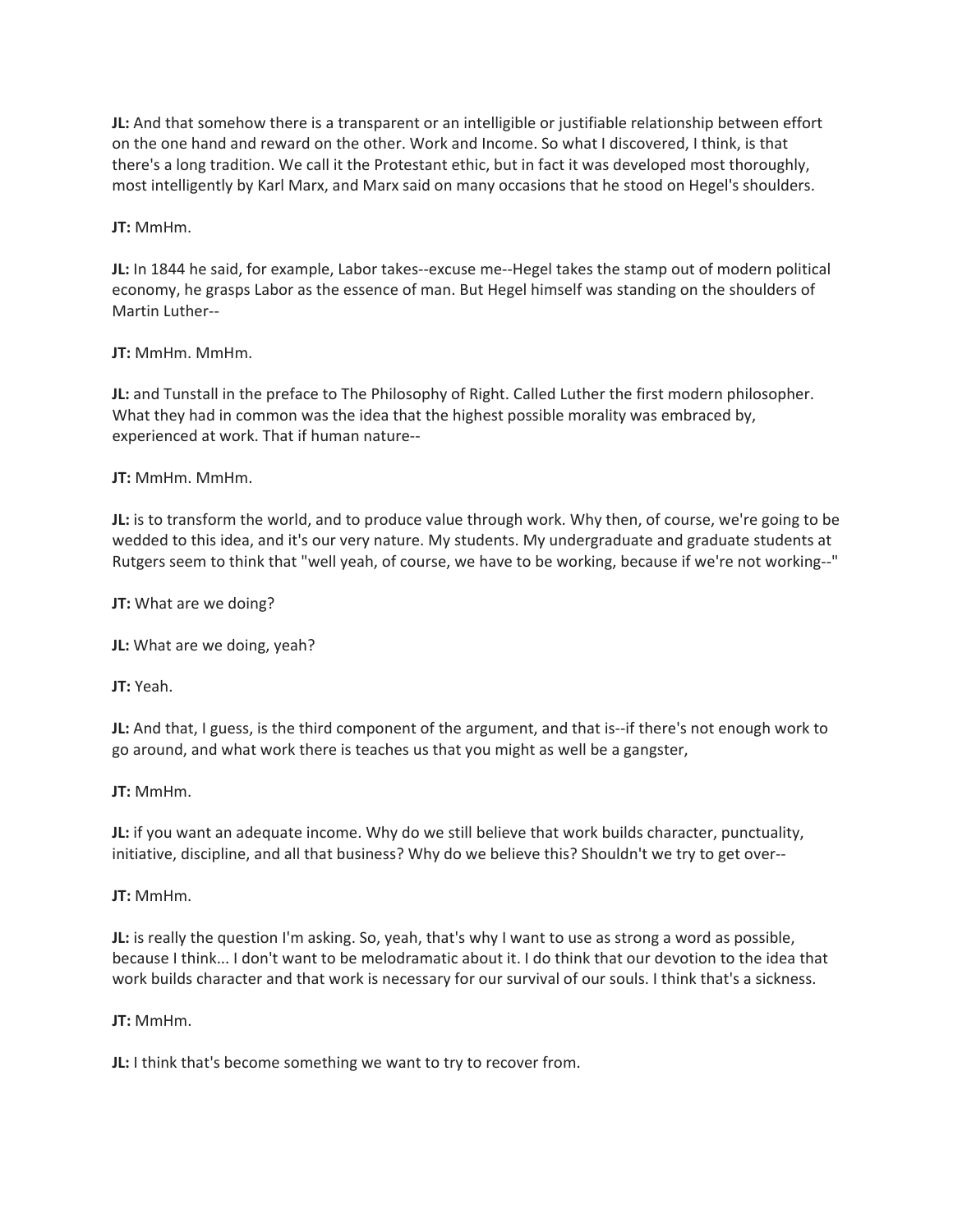**JL:** And that somehow there is a transparent or an intelligible or justifiable relationship between effort on the one hand and reward on the other. Work and Income. So what I discovered, I think, is that there's a long tradition. We call it the Protestant ethic, but in fact it was developed most thoroughly, most intelligently by Karl Marx, and Marx said on many occasions that he stood on Hegel's shoulders.

**JT:** MmHm.

**JL:** In 1844 he said, for example, Labor takes--excuse me--Hegel takes the stamp out of modern political economy, he grasps Labor as the essence of man. But Hegel himself was standing on the shoulders of Martin Luther--

**JT:** MmHm. MmHm.

**JL:** and Tunstall in the preface to The Philosophy of Right. Called Luther the first modern philosopher. What they had in common was the idea that the highest possible morality was embraced by, experienced at work. That if human nature--

**JT:** MmHm. MmHm.

**JL:** is to transform the world, and to produce value through work. Why then, of course, we're going to be wedded to this idea, and it's our very nature. My students. My undergraduate and graduate students at Rutgers seem to think that "well yeah, of course, we have to be working, because if we're not working--"

**JT:** What are we doing?

**JL:** What are we doing, yeah?

**JT:** Yeah.

**JL:** And that, I guess, is the third component of the argument, and that is--if there's not enough work to go around, and what work there is teaches us that you might as well be a gangster,

**JT:** MmHm.

**JL:** if you want an adequate income. Why do we still believe that work builds character, punctuality, initiative, discipline, and all that business? Why do we believe this? Shouldn't we try to get over--

**JT:** MmHm.

**JL:** is really the question I'm asking. So, yeah, that's why I want to use as strong a word as possible, because I think... I don't want to be melodramatic about it. I do think that our devotion to the idea that work builds character and that work is necessary for our survival of our souls. I think that's a sickness.

**JT:** MmHm.

**JL:** I think that's become something we want to try to recover from.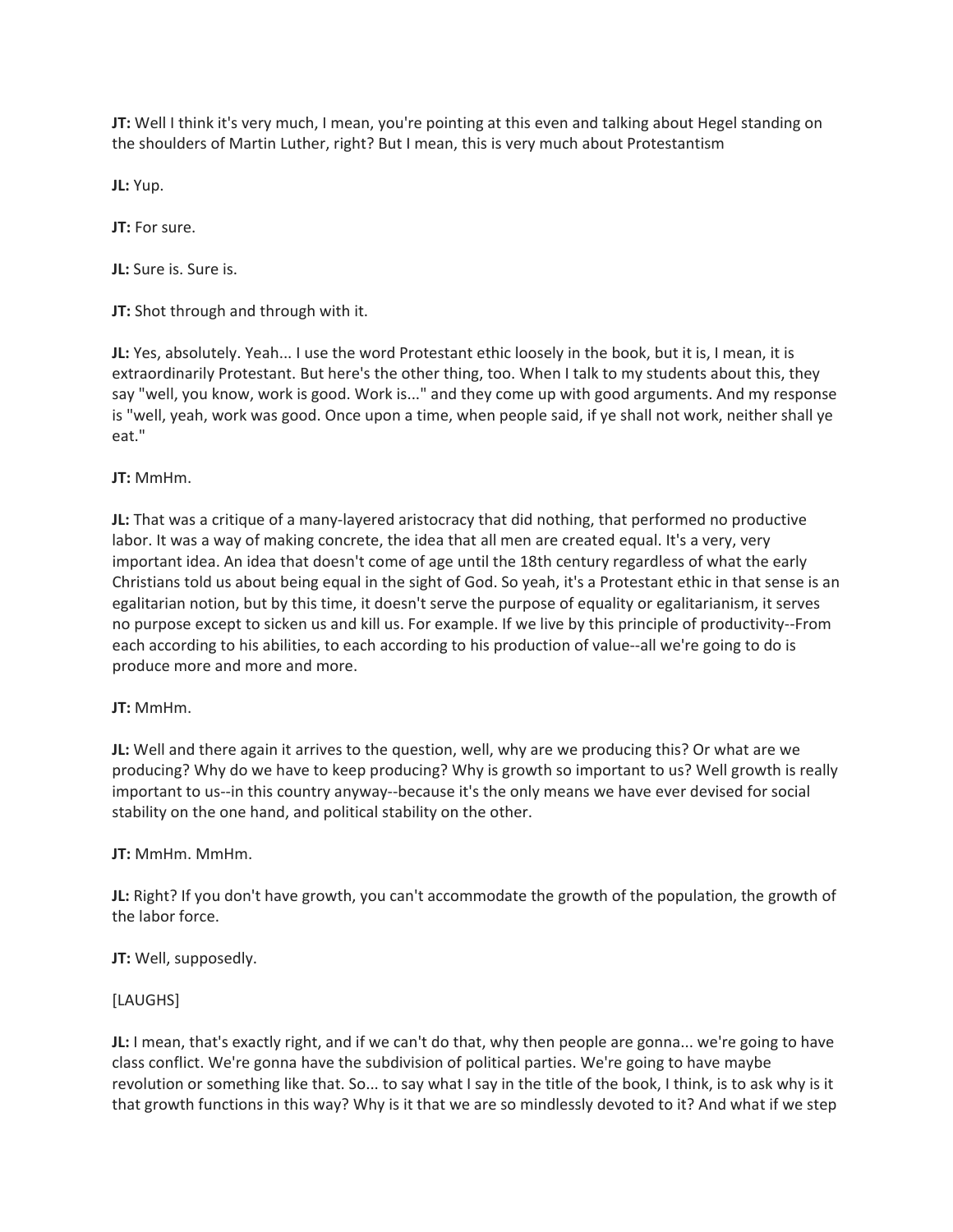**JT:** Well I think it's very much, I mean, you're pointing at this even and talking about Hegel standing on the shoulders of Martin Luther, right? But I mean, this is very much about Protestantism

**JL:** Yup.

**JT:** For sure.

**JL:** Sure is. Sure is.

**JT:** Shot through and through with it.

**JL:** Yes, absolutely. Yeah... I use the word Protestant ethic loosely in the book, but it is, I mean, it is extraordinarily Protestant. But here's the other thing, too. When I talk to my students about this, they say "well, you know, work is good. Work is..." and they come up with good arguments. And my response is "well, yeah, work was good. Once upon a time, when people said, if ye shall not work, neither shall ye eat."

**JT:** MmHm.

**JL:** That was a critique of a many-layered aristocracy that did nothing, that performed no productive labor. It was a way of making concrete, the idea that all men are created equal. It's a very, very important idea. An idea that doesn't come of age until the 18th century regardless of what the early Christians told us about being equal in the sight of God. So yeah, it's a Protestant ethic in that sense is an egalitarian notion, but by this time, it doesn't serve the purpose of equality or egalitarianism, it serves no purpose except to sicken us and kill us. For example. If we live by this principle of productivity--From each according to his abilities, to each according to his production of value--all we're going to do is produce more and more and more.

**JT:** MmHm.

**JL:** Well and there again it arrives to the question, well, why are we producing this? Or what are we producing? Why do we have to keep producing? Why is growth so important to us? Well growth is really important to us--in this country anyway--because it's the only means we have ever devised for social stability on the one hand, and political stability on the other.

**JT:** MmHm. MmHm.

**JL:** Right? If you don't have growth, you can't accommodate the growth of the population, the growth of the labor force.

**JT:** Well, supposedly.

[LAUGHS]

**JL:** I mean, that's exactly right, and if we can't do that, why then people are gonna... we're going to have class conflict. We're gonna have the subdivision of political parties. We're going to have maybe revolution or something like that. So... to say what I say in the title of the book, I think, is to ask why is it that growth functions in this way? Why is it that we are so mindlessly devoted to it? And what if we step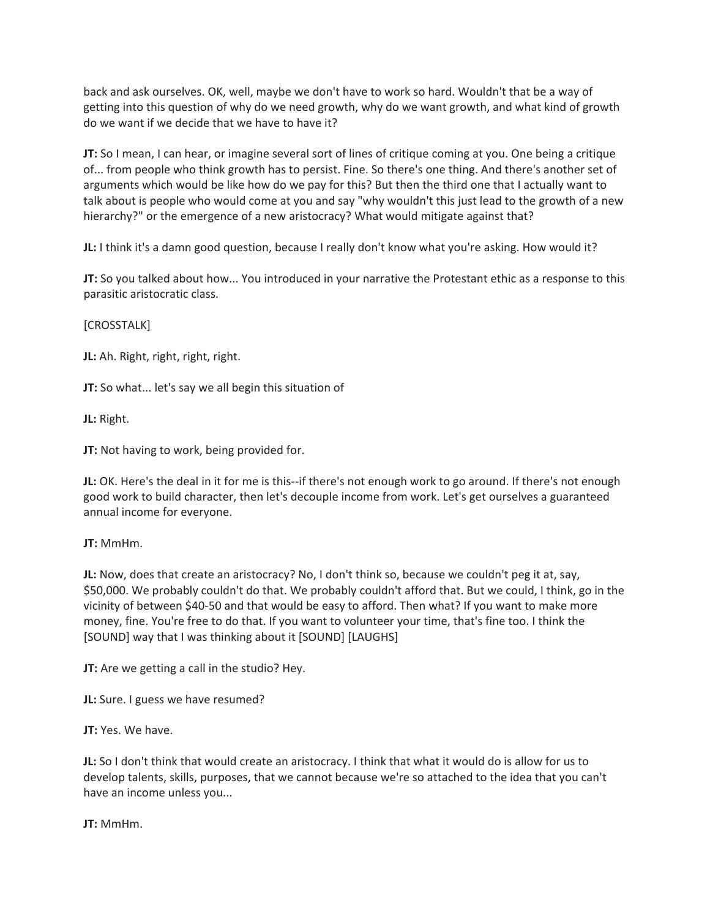back and ask ourselves. OK, well, maybe we don't have to work so hard. Wouldn't that be a way of getting into this question of why do we need growth, why do we want growth, and what kind of growth do we want if we decide that we have to have it?

**JT:** So I mean, I can hear, or imagine several sort of lines of critique coming at you. One being a critique of... from people who think growth has to persist. Fine. So there's one thing. And there's another set of arguments which would be like how do we pay for this? But then the third one that I actually want to talk about is people who would come at you and say "why wouldn't this just lead to the growth of a new hierarchy?" or the emergence of a new aristocracy? What would mitigate against that?

**JL:** I think it's a damn good question, because I really don't know what you're asking. How would it?

**JT:** So you talked about how... You introduced in your narrative the Protestant ethic as a response to this parasitic aristocratic class.

[CROSSTALK]

**JL:** Ah. Right, right, right, right.

**JT:** So what... let's say we all begin this situation of

**JL:** Right.

**JT:** Not having to work, being provided for.

**JL:** OK. Here's the deal in it for me is this--if there's not enough work to go around. If there's not enough good work to build character, then let's decouple income from work. Let's get ourselves a guaranteed annual income for everyone.

**JT:** MmHm.

**JL:** Now, does that create an aristocracy? No, I don't think so, because we couldn't peg it at, say, $50,000. We probably couldn't do that. We probably couldn't afford that. But we could, I think, go in the vicinity of between $40-50 and that would be easy to afford. Then what? If you want to make more money, fine. You're free to do that. If you want to volunteer your time, that's fine too. I think the [SOUND] way that I was thinking about it [SOUND] [LAUGHS]

**JT:** Are we getting a call in the studio? Hey.

**JL:** Sure. I guess we have resumed?

**JT:** Yes. We have.

**JL:** So I don't think that would create an aristocracy. I think that what it would do is allow for us to develop talents, skills, purposes, that we cannot because we're so attached to the idea that you can't have an income unless you...

**JT:** MmHm.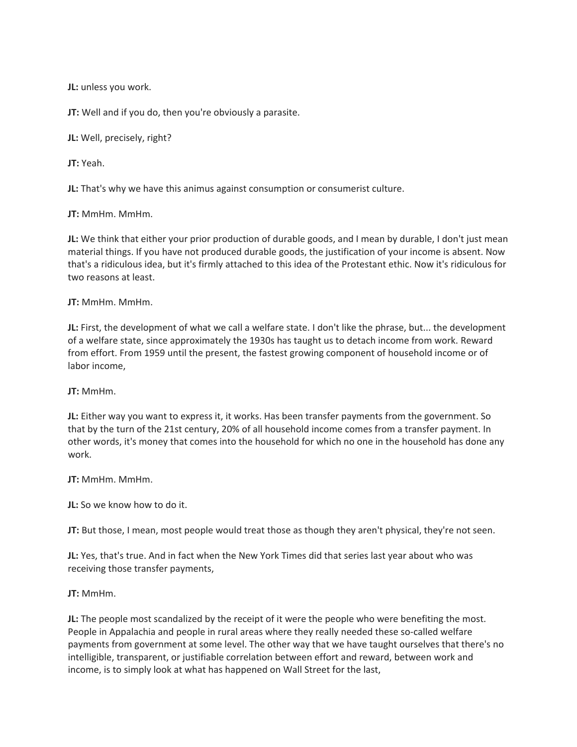**JL:** unless you work.

**JT:** Well and if you do, then you're obviously a parasite.

**JL:** Well, precisely, right?

**JT:** Yeah.

**JL:** That's why we have this animus against consumption or consumerist culture.

**JT:** MmHm. MmHm.

**JL:** We think that either your prior production of durable goods, and I mean by durable, I don't just mean material things. If you have not produced durable goods, the justification of your income is absent. Now that's a ridiculous idea, but it's firmly attached to this idea of the Protestant ethic. Now it's ridiculous for two reasons at least.

**JT:** MmHm. MmHm.

**JL:** First, the development of what we call a welfare state. I don't like the phrase, but... the development of a welfare state, since approximately the 1930s has taught us to detach income from work. Reward from effort. From 1959 until the present, the fastest growing component of household income or of labor income,

**JT:** MmHm.

**JL:** Either way you want to express it, it works. Has been transfer payments from the government. So that by the turn of the 21st century, 20% of all household income comes from a transfer payment. In other words, it's money that comes into the household for which no one in the household has done any work.

**JT:** MmHm. MmHm.

**JL:** So we know how to do it.

**JT:** But those, I mean, most people would treat those as though they aren't physical, they're not seen.

**JL:** Yes, that's true. And in fact when the New York Times did that series last year about who was receiving those transfer payments,

**JT:** MmHm.

**JL:** The people most scandalized by the receipt of it were the people who were benefiting the most. People in Appalachia and people in rural areas where they really needed these so-called welfare payments from government at some level. The other way that we have taught ourselves that there's no intelligible, transparent, or justifiable correlation between effort and reward, between work and income, is to simply look at what has happened on Wall Street for the last,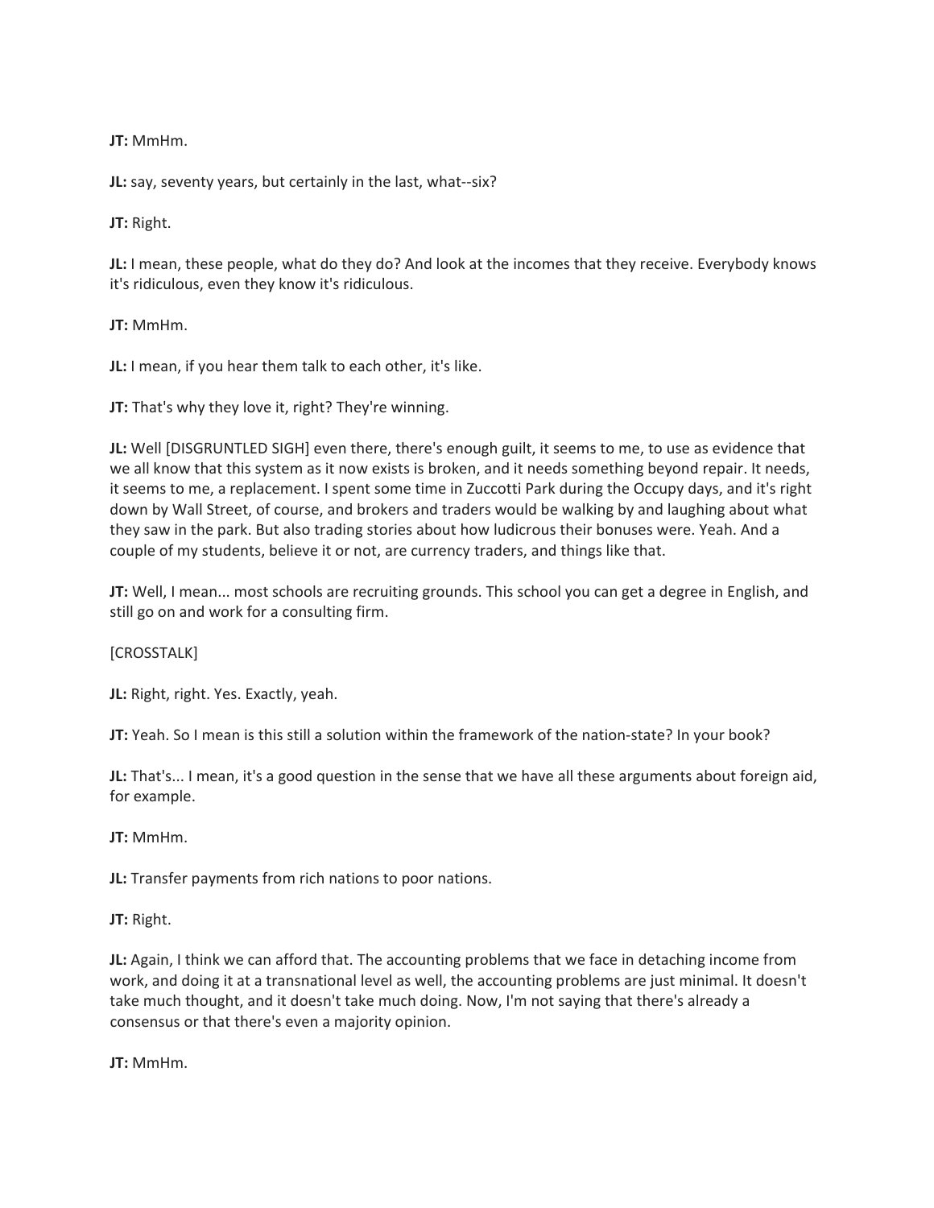**JT:** MmHm.

**JL:** say, seventy years, but certainly in the last, what--six?

**JT:** Right.

**JL:** I mean, these people, what do they do? And look at the incomes that they receive. Everybody knows it's ridiculous, even they know it's ridiculous.

**JT:** MmHm.

**JL:** I mean, if you hear them talk to each other, it's like.

**JT:** That's why they love it, right? They're winning.

**JL:** Well [DISGRUNTLED SIGH] even there, there's enough guilt, it seems to me, to use as evidence that we all know that this system as it now exists is broken, and it needs something beyond repair. It needs, it seems to me, a replacement. I spent some time in Zuccotti Park during the Occupy days, and it's right down by Wall Street, of course, and brokers and traders would be walking by and laughing about what they saw in the park. But also trading stories about how ludicrous their bonuses were. Yeah. And a couple of my students, believe it or not, are currency traders, and things like that.

**JT:** Well, I mean... most schools are recruiting grounds. This school you can get a degree in English, and still go on and work for a consulting firm.

[CROSSTALK]

**JL:** Right, right. Yes. Exactly, yeah.

**JT:** Yeah. So I mean is this still a solution within the framework of the nation-state? In your book?

**JL:** That's... I mean, it's a good question in the sense that we have all these arguments about foreign aid, for example.

**JT:** MmHm.

**JL:** Transfer payments from rich nations to poor nations.

**JT:** Right.

**JL:** Again, I think we can afford that. The accounting problems that we face in detaching income from work, and doing it at a transnational level as well, the accounting problems are just minimal. It doesn't take much thought, and it doesn't take much doing. Now, I'm not saying that there's already a consensus or that there's even a majority opinion.

**JT:** MmHm.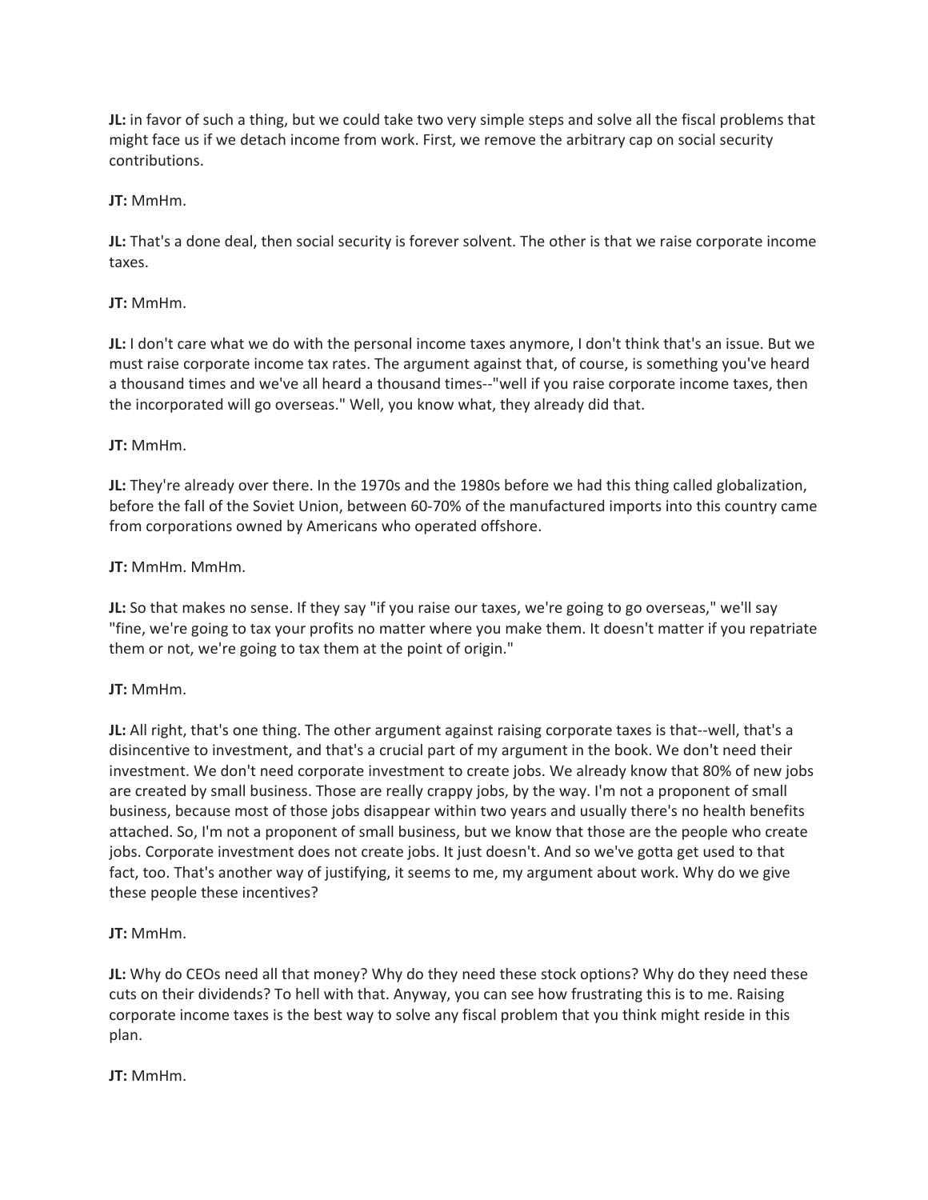**JL:** in favor of such a thing, but we could take two very simple steps and solve all the fiscal problems that might face us if we detach income from work. First, we remove the arbitrary cap on social security contributions.

**JT:** MmHm.

**JL:** That's a done deal, then social security is forever solvent. The other is that we raise corporate income taxes.

**JT:** MmHm.

**JL:** I don't care what we do with the personal income taxes anymore, I don't think that's an issue. But we must raise corporate income tax rates. The argument against that, of course, is something you've heard a thousand times and we've all heard a thousand times--"well if you raise corporate income taxes, then the incorporated will go overseas." Well, you know what, they already did that.

**JT:** MmHm.

**JL:** They're already over there. In the 1970s and the 1980s before we had this thing called globalization, before the fall of the Soviet Union, between 60-70% of the manufactured imports into this country came from corporations owned by Americans who operated offshore.

**JT:** MmHm. MmHm.

**JL:** So that makes no sense. If they say "if you raise our taxes, we're going to go overseas," we'll say "fine, we're going to tax your profits no matter where you make them. It doesn't matter if you repatriate them or not, we're going to tax them at the point of origin."

**JT:** MmHm.

**JL:** All right, that's one thing. The other argument against raising corporate taxes is that--well, that's a disincentive to investment, and that's a crucial part of my argument in the book. We don't need their investment. We don't need corporate investment to create jobs. We already know that 80% of new jobs are created by small business. Those are really crappy jobs, by the way. I'm not a proponent of small business, because most of those jobs disappear within two years and usually there's no health benefits attached. So, I'm not a proponent of small business, but we know that those are the people who create jobs. Corporate investment does not create jobs. It just doesn't. And so we've gotta get used to that fact, too. That's another way of justifying, it seems to me, my argument about work. Why do we give these people these incentives?

**JT:** MmHm.

**JL:** Why do CEOs need all that money? Why do they need these stock options? Why do they need these cuts on their dividends? To hell with that. Anyway, you can see how frustrating this is to me. Raising corporate income taxes is the best way to solve any fiscal problem that you think might reside in this plan.

**JT:** MmHm.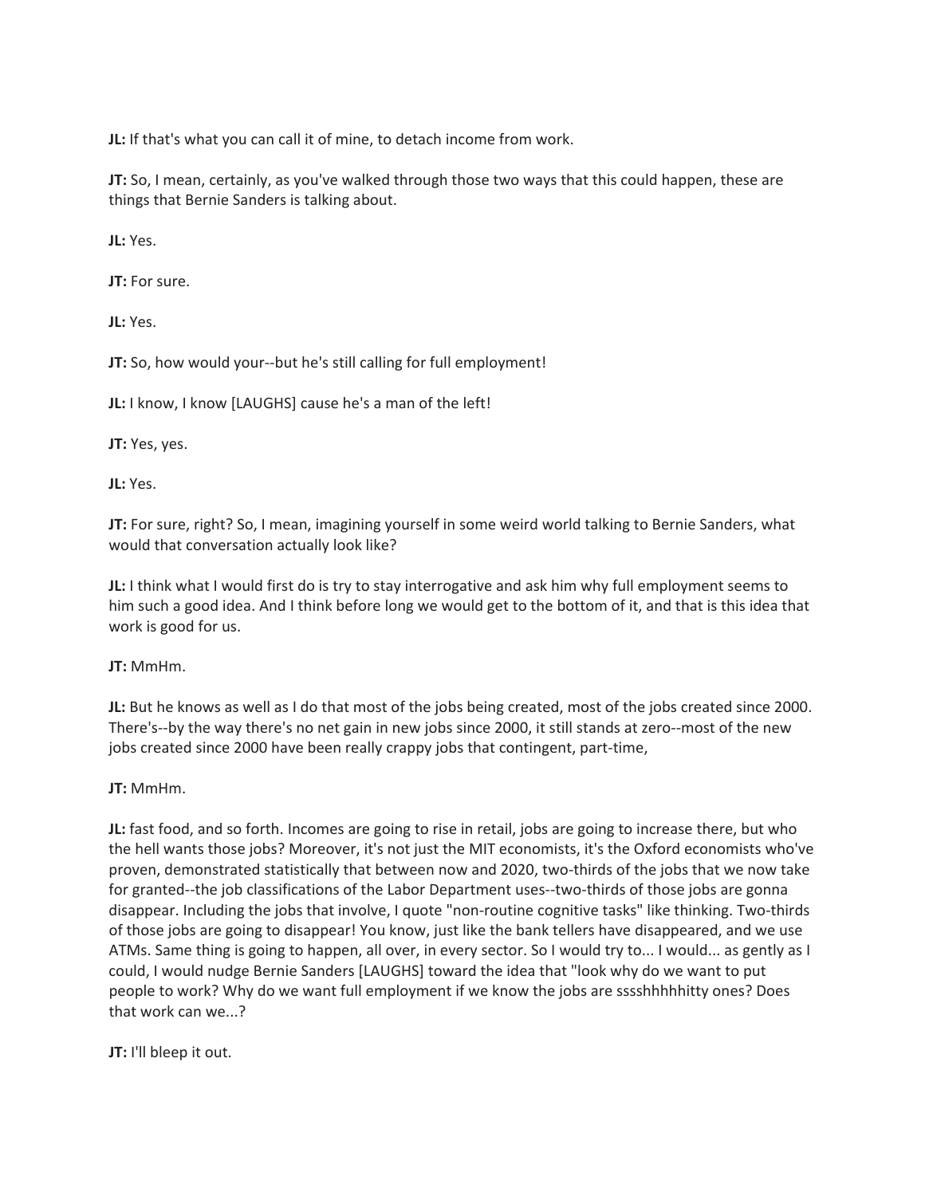**JL:** If that's what you can call it of mine, to detach income from work.

**JT:** So, I mean, certainly, as you've walked through those two ways that this could happen, these are things that Bernie Sanders is talking about.

**JL:** Yes.

**JT:** For sure.

**JL:** Yes.

**JT:** So, how would your--but he's still calling for full employment!

**JL:** I know, I know [LAUGHS] cause he's a man of the left!

**JT:** Yes, yes.

**JL:** Yes.

**JT:** For sure, right? So, I mean, imagining yourself in some weird world talking to Bernie Sanders, what would that conversation actually look like?

**JL:** I think what I would first do is try to stay interrogative and ask him why full employment seems to him such a good idea. And I think before long we would get to the bottom of it, and that is this idea that work is good for us.

**JT:** MmHm.

**JL:** But he knows as well as I do that most of the jobs being created, most of the jobs created since 2000. There's--by the way there's no net gain in new jobs since 2000, it still stands at zero--most of the new jobs created since 2000 have been really crappy jobs that contingent, part-time,

**JT:** MmHm.

**JL:** fast food, and so forth. Incomes are going to rise in retail, jobs are going to increase there, but who the hell wants those jobs? Moreover, it's not just the MIT economists, it's the Oxford economists who've proven, demonstrated statistically that between now and 2020, two-thirds of the jobs that we now take for granted--the job classifications of the Labor Department uses--two-thirds of those jobs are gonna disappear. Including the jobs that involve, I quote "non-routine cognitive tasks" like thinking. Two-thirds of those jobs are going to disappear! You know, just like the bank tellers have disappeared, and we use ATMs. Same thing is going to happen, all over, in every sector. So I would try to... I would... as gently as I could, I would nudge Bernie Sanders [LAUGHS] toward the idea that "look why do we want to put people to work? Why do we want full employment if we know the jobs are sssshhhhhitty ones? Does that work can we...?

**JT:** I'll bleep it out.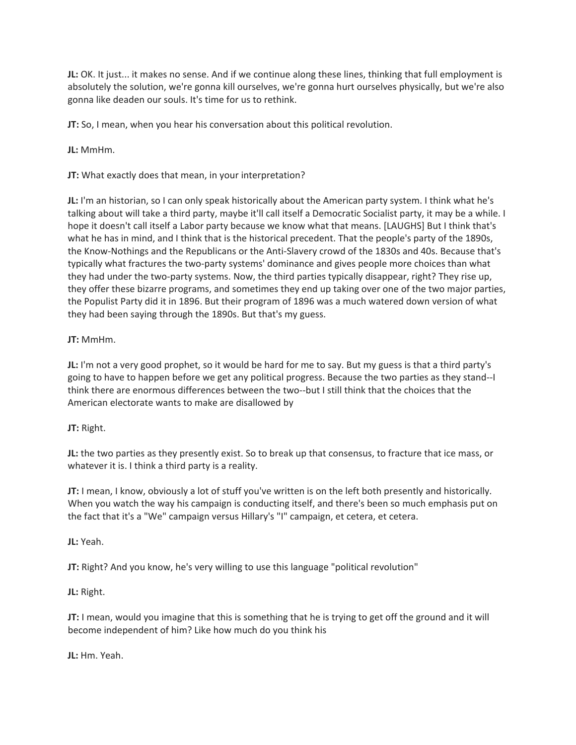**JL:** OK. It just... it makes no sense. And if we continue along these lines, thinking that full employment is absolutely the solution, we're gonna kill ourselves, we're gonna hurt ourselves physically, but we're also gonna like deaden our souls. It's time for us to rethink.

**JT:** So, I mean, when you hear his conversation about this political revolution.

**JL:** MmHm.

**JT:** What exactly does that mean, in your interpretation?

**JL:** I'm an historian, so I can only speak historically about the American party system. I think what he's talking about will take a third party, maybe it'll call itself a Democratic Socialist party, it may be a while. I hope it doesn't call itself a Labor party because we know what that means. [LAUGHS] But I think that's what he has in mind, and I think that is the historical precedent. That the people's party of the 1890s, the Know-Nothings and the Republicans or the Anti-Slavery crowd of the 1830s and 40s. Because that's typically what fractures the two-party systems' dominance and gives people more choices than what they had under the two-party systems. Now, the third parties typically disappear, right? They rise up, they offer these bizarre programs, and sometimes they end up taking over one of the two major parties, the Populist Party did it in 1896. But their program of 1896 was a much watered down version of what they had been saying through the 1890s. But that's my guess.

**JT:** MmHm.

**JL:** I'm not a very good prophet, so it would be hard for me to say. But my guess is that a third party's going to have to happen before we get any political progress. Because the two parties as they stand--I think there are enormous differences between the two--but I still think that the choices that the American electorate wants to make are disallowed by

**JT:** Right.

**JL:** the two parties as they presently exist. So to break up that consensus, to fracture that ice mass, or whatever it is. I think a third party is a reality.

**JT:** I mean, I know, obviously a lot of stuff you've written is on the left both presently and historically. When you watch the way his campaign is conducting itself, and there's been so much emphasis put on the fact that it's a "We" campaign versus Hillary's "I" campaign, et cetera, et cetera.

**JL:** Yeah.

**JT:** Right? And you know, he's very willing to use this language "political revolution"

**JL:** Right.

**JT:** I mean, would you imagine that this is something that he is trying to get off the ground and it will become independent of him? Like how much do you think his

**JL:** Hm. Yeah.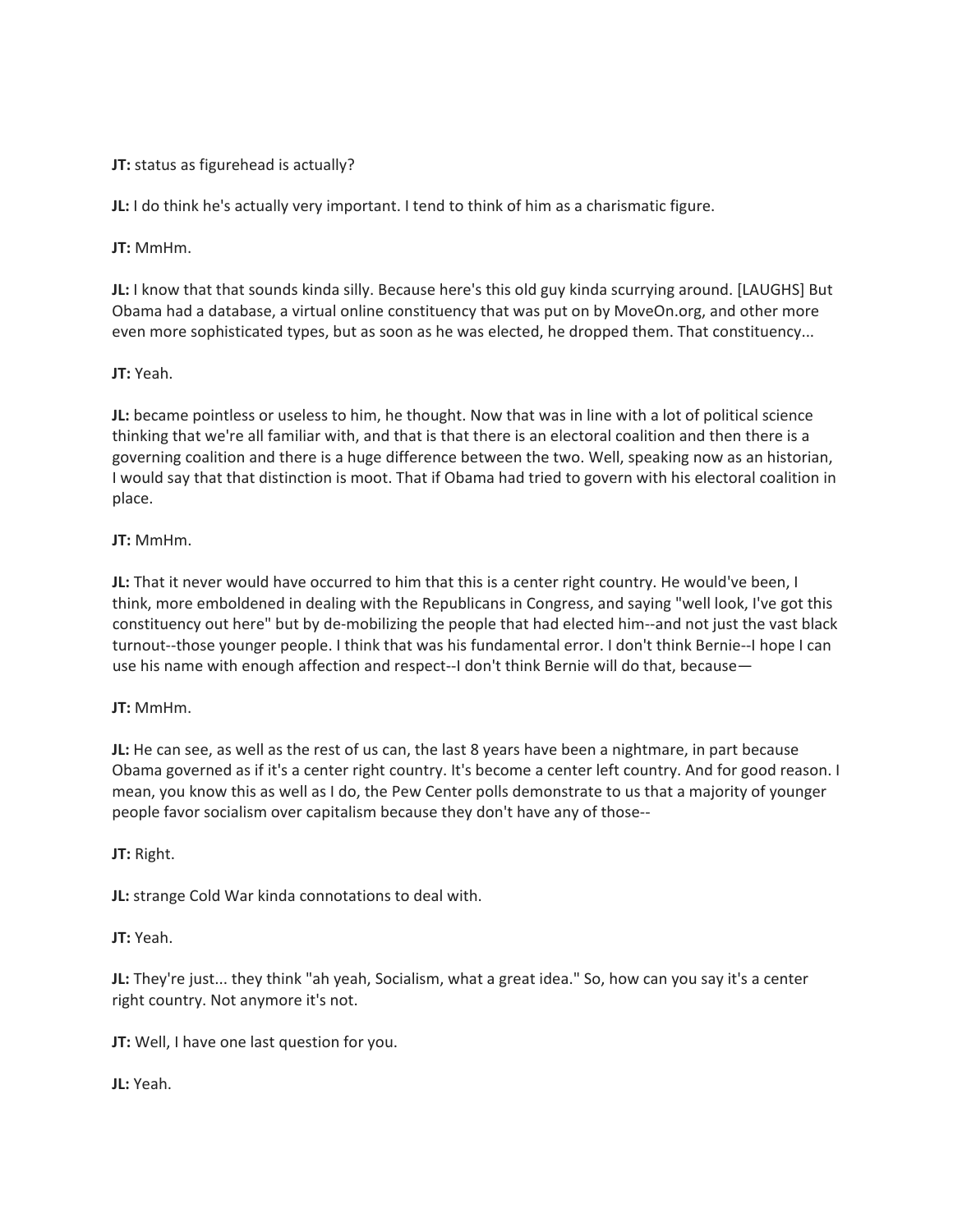**JT:** status as figurehead is actually?

**JL:** I do think he's actually very important. I tend to think of him as a charismatic figure.

**JT:** MmHm.

**JL:** I know that that sounds kinda silly. Because here's this old guy kinda scurrying around. [LAUGHS] But Obama had a database, a virtual online constituency that was put on by MoveOn.org, and other more even more sophisticated types, but as soon as he was elected, he dropped them. That constituency...

**JT:** Yeah.

**JL:** became pointless or useless to him, he thought. Now that was in line with a lot of political science thinking that we're all familiar with, and that is that there is an electoral coalition and then there is a governing coalition and there is a huge difference between the two. Well, speaking now as an historian, I would say that that distinction is moot. That if Obama had tried to govern with his electoral coalition in place.

**JT:** MmHm.

**JL:** That it never would have occurred to him that this is a center right country. He would've been, I think, more emboldened in dealing with the Republicans in Congress, and saying "well look, I've got this constituency out here" but by de-mobilizing the people that had elected him--and not just the vast black turnout--those younger people. I think that was his fundamental error. I don't think Bernie--I hope I can use his name with enough affection and respect--I don't think Bernie will do that, because—

**JT:** MmHm.

**JL:** He can see, as well as the rest of us can, the last 8 years have been a nightmare, in part because Obama governed as if it's a center right country. It's become a center left country. And for good reason. I mean, you know this as well as I do, the Pew Center polls demonstrate to us that a majority of younger people favor socialism over capitalism because they don't have any of those--

**JT:** Right.

**JL:** strange Cold War kinda connotations to deal with.

**JT:** Yeah.

**JL:** They're just... they think "ah yeah, Socialism, what a great idea." So, how can you say it's a center right country. Not anymore it's not.

**JT:** Well, I have one last question for you.

**JL:** Yeah.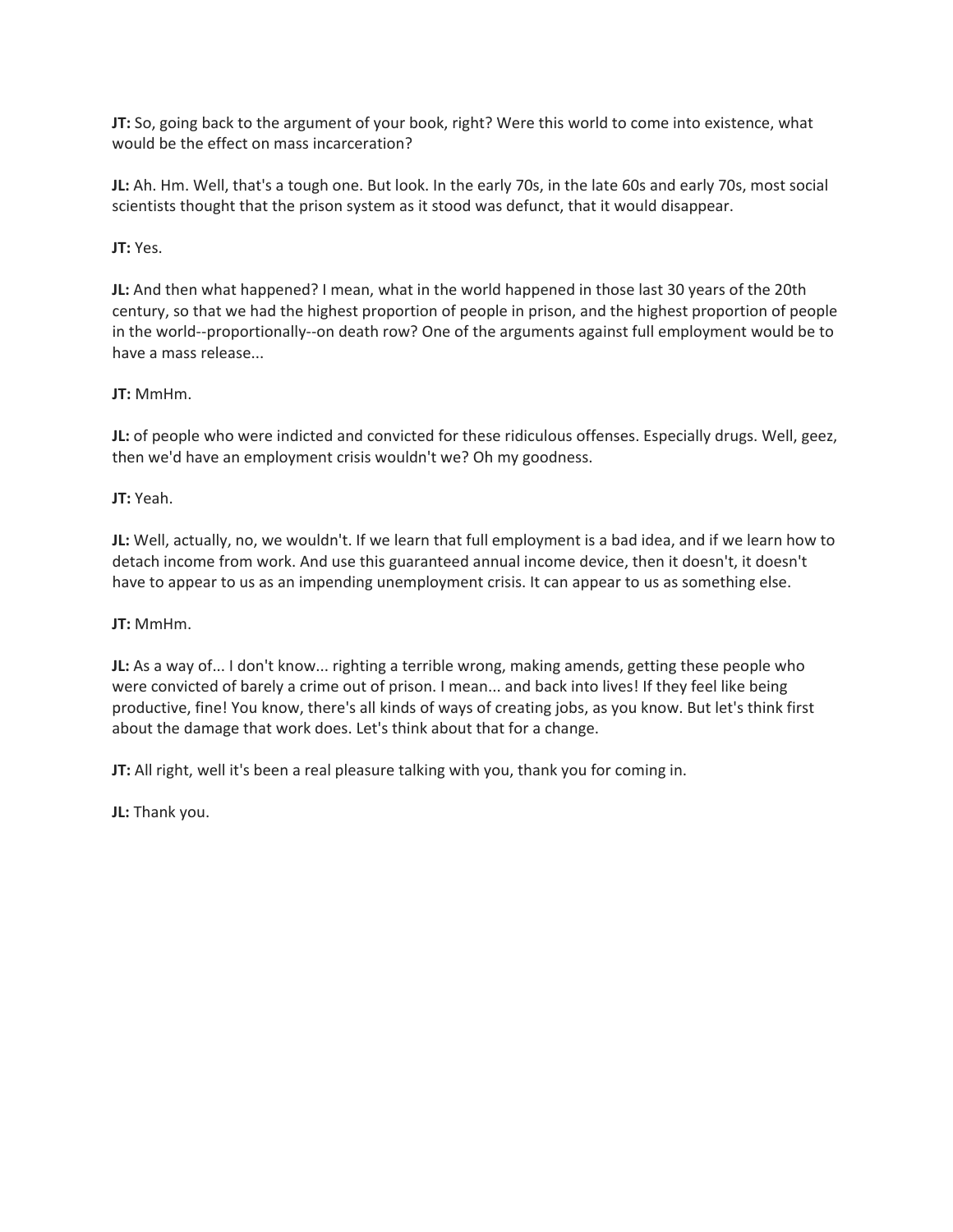**JT:** So, going back to the argument of your book, right? Were this world to come into existence, what would be the effect on mass incarceration?

**JL:** Ah. Hm. Well, that's a tough one. But look. In the early 70s, in the late 60s and early 70s, most social scientists thought that the prison system as it stood was defunct, that it would disappear.

**JT:** Yes.

**JL:** And then what happened? I mean, what in the world happened in those last 30 years of the 20th century, so that we had the highest proportion of people in prison, and the highest proportion of people in the world--proportionally--on death row? One of the arguments against full employment would be to have a mass release...

**JT:** MmHm.

**JL:** of people who were indicted and convicted for these ridiculous offenses. Especially drugs. Well, geez, then we'd have an employment crisis wouldn't we? Oh my goodness.

**JT:** Yeah.

**JL:** Well, actually, no, we wouldn't. If we learn that full employment is a bad idea, and if we learn how to detach income from work. And use this guaranteed annual income device, then it doesn't, it doesn't have to appear to us as an impending unemployment crisis. It can appear to us as something else.

**JT:** MmHm.

**JL:** As a way of... I don't know... righting a terrible wrong, making amends, getting these people who were convicted of barely a crime out of prison. I mean... and back into lives! If they feel like being productive, fine! You know, there's all kinds of ways of creating jobs, as you know. But let's think first about the damage that work does. Let's think about that for a change.

**JT:** All right, well it's been a real pleasure talking with you, thank you for coming in.

**JL:** Thank you.